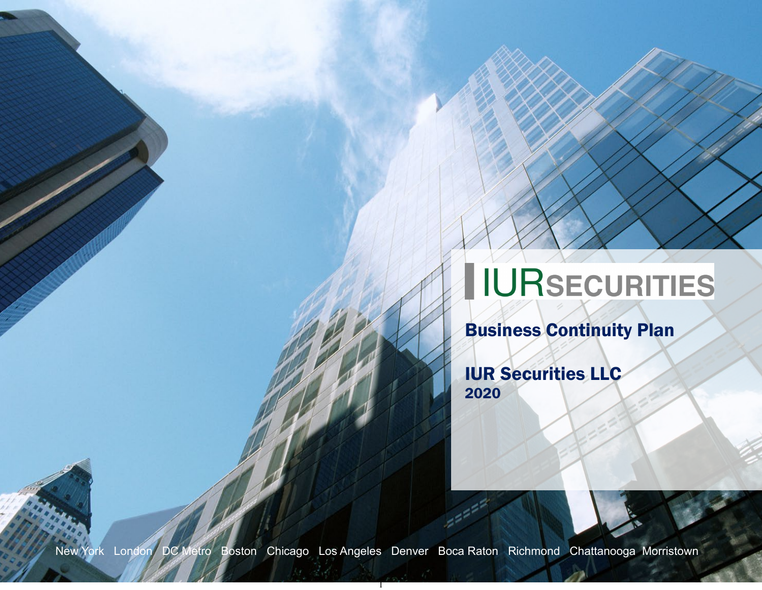# IURSECURITIES

## Business Continuity Plan

**IUR Securities LLC**
**2020**

New York London DC Metro Boston Chicago Los Angeles Denver Boca Raton Richmond Chattanooga Morristown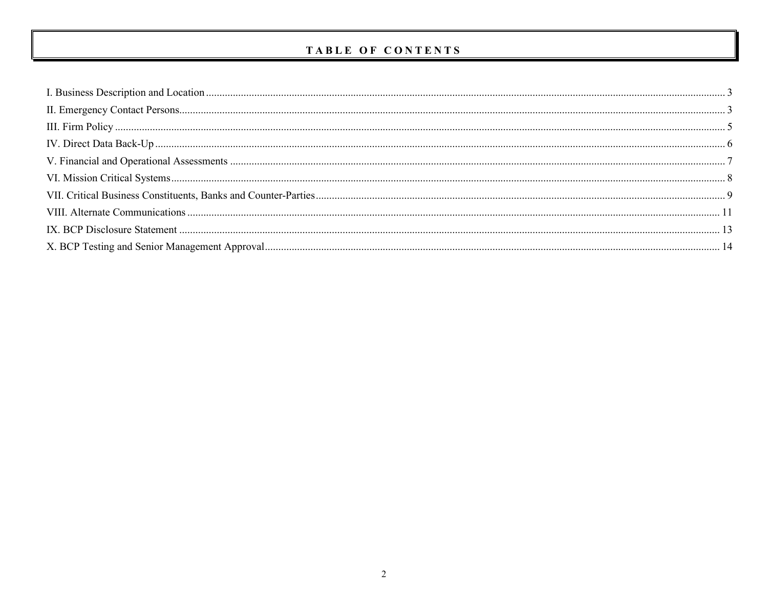# TABLE OF CONTENTS

I. Business Description and Location ........ 3

II. Emergency Contact Persons ........ 3

III. Firm Policy ........ 5

IV. Direct Data Back-Up ........ 6

V. Financial and Operational Assessments ........ 7

VI. Mission Critical Systems ........ 8

VII. Critical Business Constituents, Banks and Counter-Parties ........ 9

VIII. Alternate Communications ........ 11

IX. BCP Disclosure Statement ........ 13

X. BCP Testing and Senior Management Approval ........ 14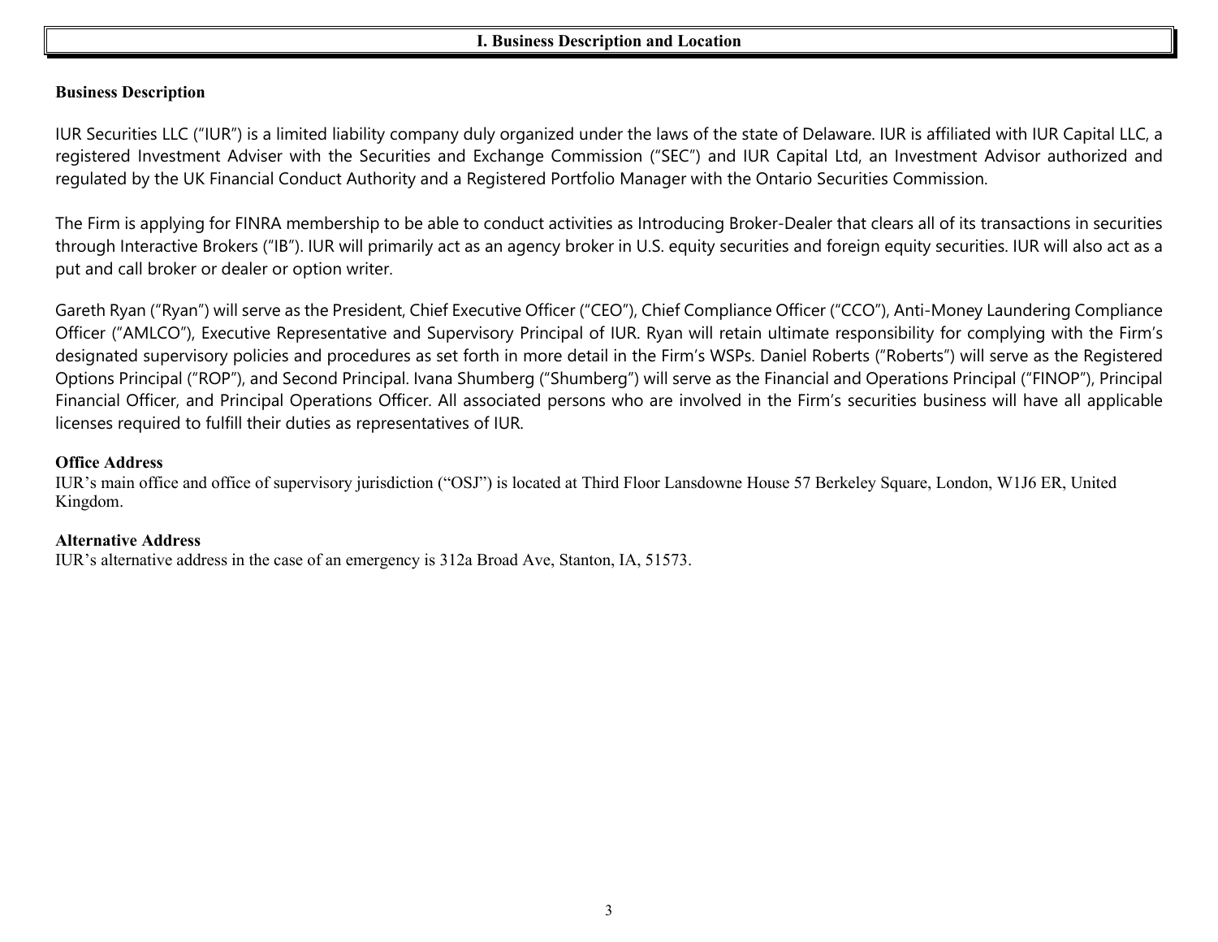## I. Business Description and Location

### Business Description

IUR Securities LLC ("IUR") is a limited liability company duly organized under the laws of the state of Delaware. IUR is affiliated with IUR Capital LLC, a registered Investment Adviser with the Securities and Exchange Commission ("SEC") and IUR Capital Ltd, an Investment Advisor authorized and regulated by the UK Financial Conduct Authority and a Registered Portfolio Manager with the Ontario Securities Commission.

The Firm is applying for FINRA membership to be able to conduct activities as Introducing Broker-Dealer that clears all of its transactions in securities through Interactive Brokers ("IB"). IUR will primarily act as an agency broker in U.S. equity securities and foreign equity securities. IUR will also act as a put and call broker or dealer or option writer.

Gareth Ryan ("Ryan") will serve as the President, Chief Executive Officer ("CEO"), Chief Compliance Officer ("CCO"), Anti-Money Laundering Compliance Officer ("AMLCO"), Executive Representative and Supervisory Principal of IUR. Ryan will retain ultimate responsibility for complying with the Firm's designated supervisory policies and procedures as set forth in more detail in the Firm's WSPs. Daniel Roberts ("Roberts") will serve as the Registered Options Principal ("ROP"), and Second Principal. Ivana Shumberg ("Shumberg") will serve as the Financial and Operations Principal ("FINOP"), Principal Financial Officer, and Principal Operations Officer. All associated persons who are involved in the Firm's securities business will have all applicable licenses required to fulfill their duties as representatives of IUR.

### Office Address

IUR's main office and office of supervisory jurisdiction ("OSJ") is located at Third Floor Lansdowne House 57 Berkeley Square, London, W1J6 ER, United Kingdom.

### Alternative Address

IUR's alternative address in the case of an emergency is 312a Broad Ave, Stanton, IA, 51573.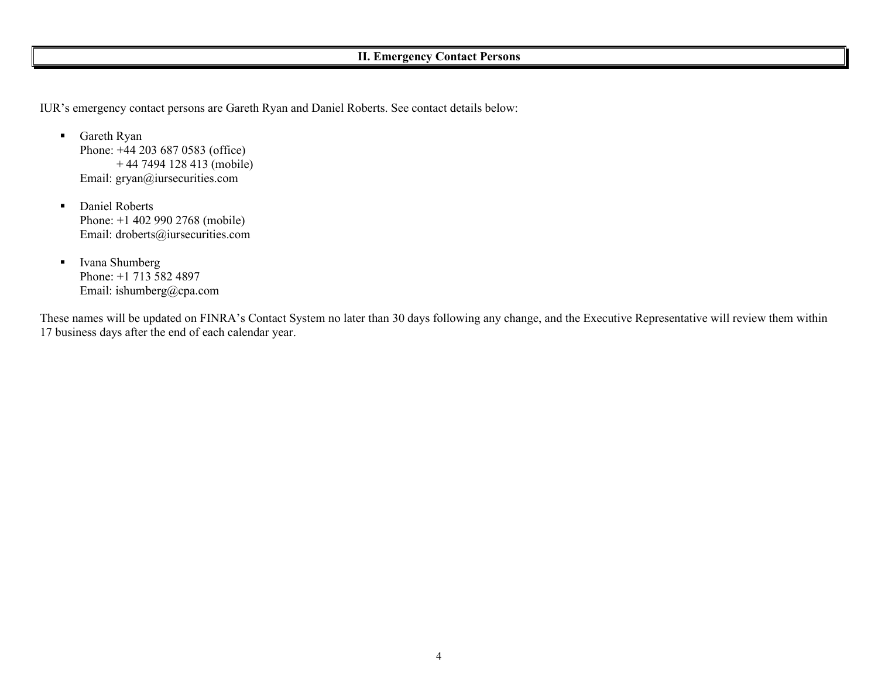## II. Emergency Contact Persons

IUR's emergency contact persons are Gareth Ryan and Daniel Roberts. See contact details below:

- Gareth Ryan
  Phone: +44 203 687 0583 (office)
  + 44 7494 128 413 (mobile)
  Email: gryan@iursecurities.com

- Daniel Roberts
  Phone: +1 402 990 2768 (mobile)
  Email: droberts@iursecurities.com

- Ivana Shumberg
  Phone: +1 713 582 4897
  Email: ishumberg@cpa.com

These names will be updated on FINRA's Contact System no later than 30 days following any change, and the Executive Representative will review them within 17 business days after the end of each calendar year.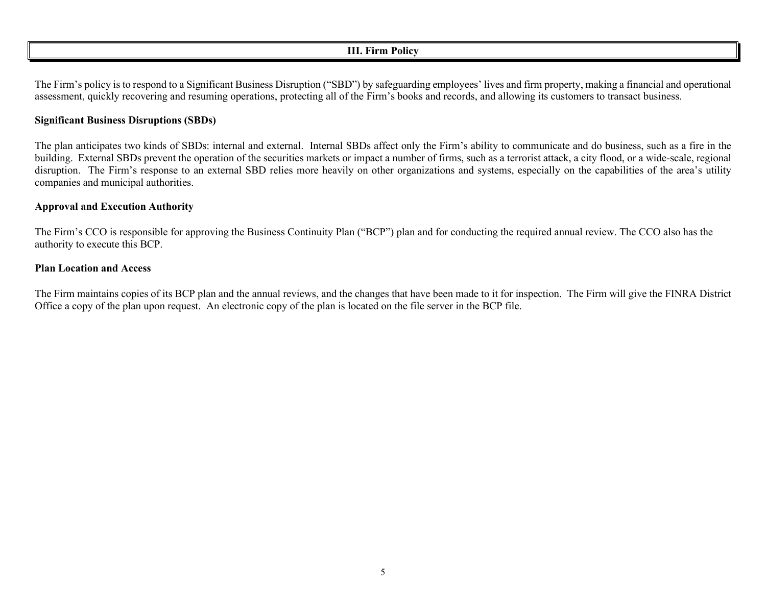## III. Firm Policy

The Firm's policy is to respond to a Significant Business Disruption ("SBD") by safeguarding employees' lives and firm property, making a financial and operational assessment, quickly recovering and resuming operations, protecting all of the Firm's books and records, and allowing its customers to transact business.

### Significant Business Disruptions (SBDs)

The plan anticipates two kinds of SBDs: internal and external. Internal SBDs affect only the Firm's ability to communicate and do business, such as a fire in the building. External SBDs prevent the operation of the securities markets or impact a number of firms, such as a terrorist attack, a city flood, or a wide-scale, regional disruption. The Firm's response to an external SBD relies more heavily on other organizations and systems, especially on the capabilities of the area's utility companies and municipal authorities.

### Approval and Execution Authority

The Firm's CCO is responsible for approving the Business Continuity Plan ("BCP") plan and for conducting the required annual review. The CCO also has the authority to execute this BCP.

### Plan Location and Access

The Firm maintains copies of its BCP plan and the annual reviews, and the changes that have been made to it for inspection. The Firm will give the FINRA District Office a copy of the plan upon request. An electronic copy of the plan is located on the file server in the BCP file.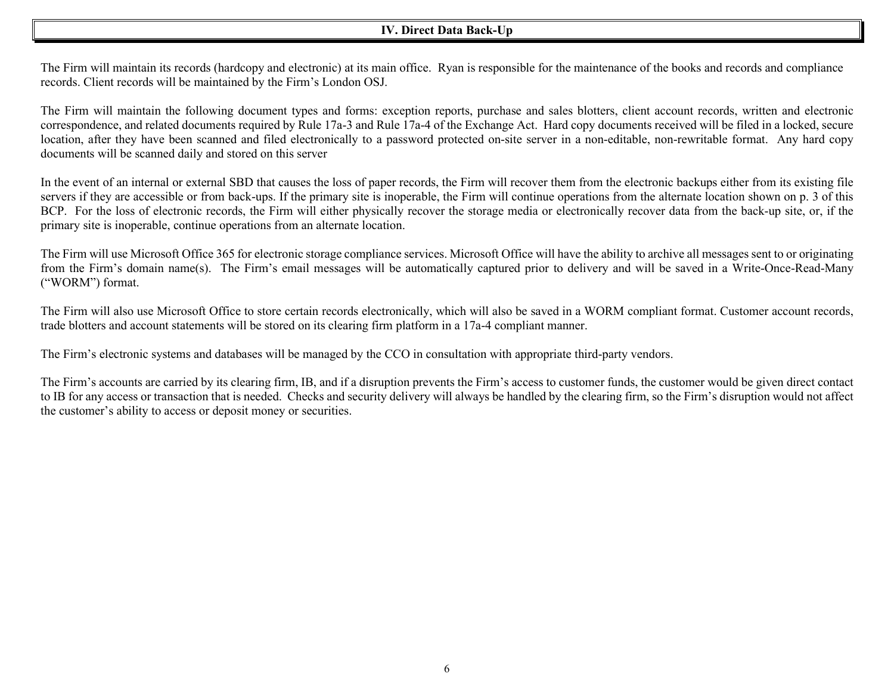## IV. Direct Data Back-Up

The Firm will maintain its records (hardcopy and electronic) at its main office. Ryan is responsible for the maintenance of the books and records and compliance records. Client records will be maintained by the Firm's London OSJ.

The Firm will maintain the following document types and forms: exception reports, purchase and sales blotters, client account records, written and electronic correspondence, and related documents required by Rule 17a-3 and Rule 17a-4 of the Exchange Act. Hard copy documents received will be filed in a locked, secure location, after they have been scanned and filed electronically to a password protected on-site server in a non-editable, non-rewritable format. Any hard copy documents will be scanned daily and stored on this server

In the event of an internal or external SBD that causes the loss of paper records, the Firm will recover them from the electronic backups either from its existing file servers if they are accessible or from back-ups. If the primary site is inoperable, the Firm will continue operations from the alternate location shown on p. 3 of this BCP. For the loss of electronic records, the Firm will either physically recover the storage media or electronically recover data from the back-up site, or, if the primary site is inoperable, continue operations from an alternate location.

The Firm will use Microsoft Office 365 for electronic storage compliance services. Microsoft Office will have the ability to archive all messages sent to or originating from the Firm's domain name(s). The Firm's email messages will be automatically captured prior to delivery and will be saved in a Write-Once-Read-Many ("WORM") format.

The Firm will also use Microsoft Office to store certain records electronically, which will also be saved in a WORM compliant format. Customer account records, trade blotters and account statements will be stored on its clearing firm platform in a 17a-4 compliant manner.

The Firm's electronic systems and databases will be managed by the CCO in consultation with appropriate third-party vendors.

The Firm's accounts are carried by its clearing firm, IB, and if a disruption prevents the Firm's access to customer funds, the customer would be given direct contact to IB for any access or transaction that is needed. Checks and security delivery will always be handled by the clearing firm, so the Firm's disruption would not affect the customer's ability to access or deposit money or securities.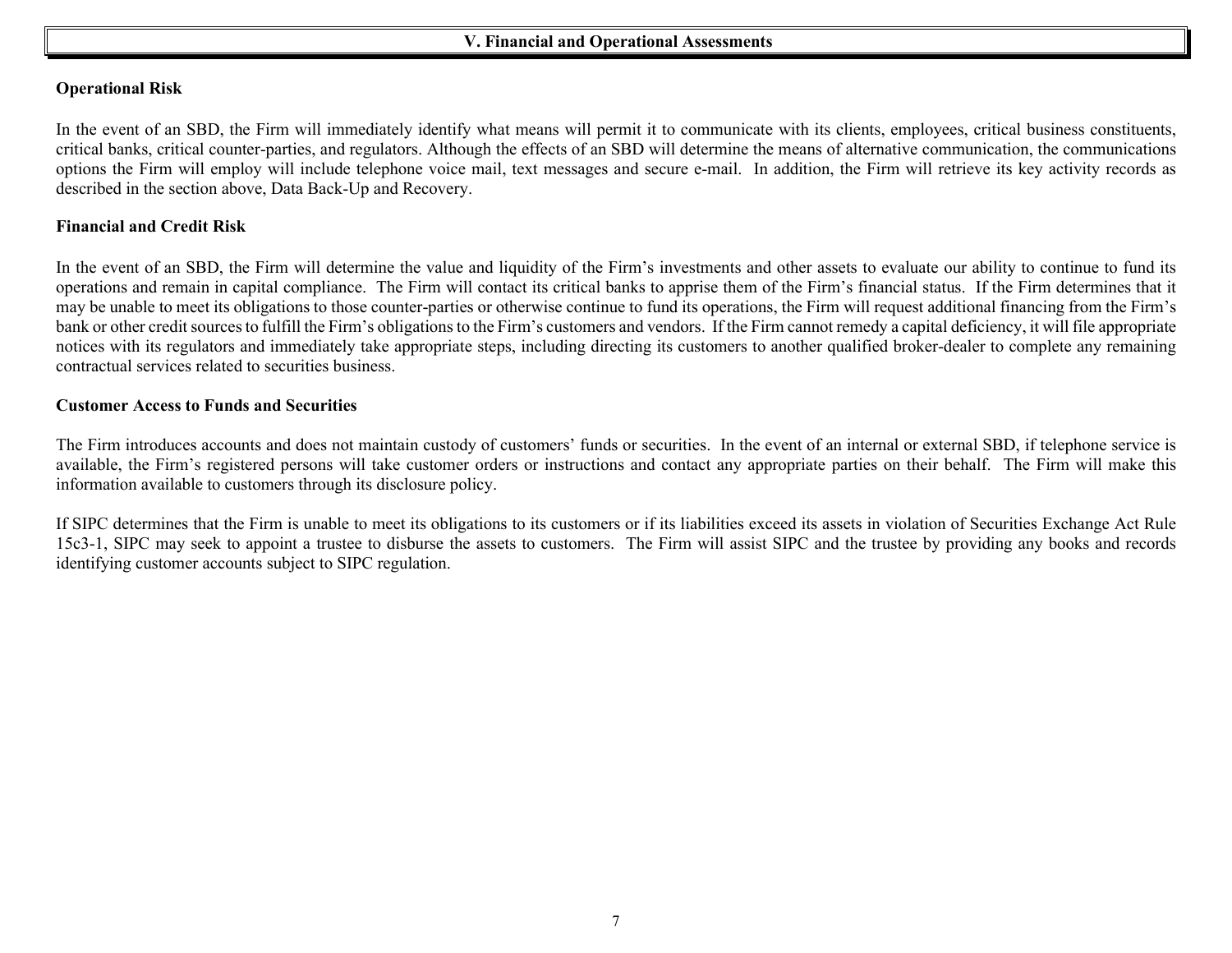## V. Financial and Operational Assessments

### Operational Risk

In the event of an SBD, the Firm will immediately identify what means will permit it to communicate with its clients, employees, critical business constituents, critical banks, critical counter-parties, and regulators. Although the effects of an SBD will determine the means of alternative communication, the communications options the Firm will employ will include telephone voice mail, text messages and secure e-mail. In addition, the Firm will retrieve its key activity records as described in the section above, Data Back-Up and Recovery.

### Financial and Credit Risk

In the event of an SBD, the Firm will determine the value and liquidity of the Firm's investments and other assets to evaluate our ability to continue to fund its operations and remain in capital compliance. The Firm will contact its critical banks to apprise them of the Firm's financial status. If the Firm determines that it may be unable to meet its obligations to those counter-parties or otherwise continue to fund its operations, the Firm will request additional financing from the Firm's bank or other credit sources to fulfill the Firm's obligations to the Firm's customers and vendors. If the Firm cannot remedy a capital deficiency, it will file appropriate notices with its regulators and immediately take appropriate steps, including directing its customers to another qualified broker-dealer to complete any remaining contractual services related to securities business.

### Customer Access to Funds and Securities

The Firm introduces accounts and does not maintain custody of customers' funds or securities. In the event of an internal or external SBD, if telephone service is available, the Firm's registered persons will take customer orders or instructions and contact any appropriate parties on their behalf. The Firm will make this information available to customers through its disclosure policy.

If SIPC determines that the Firm is unable to meet its obligations to its customers or if its liabilities exceed its assets in violation of Securities Exchange Act Rule 15c3-1, SIPC may seek to appoint a trustee to disburse the assets to customers. The Firm will assist SIPC and the trustee by providing any books and records identifying customer accounts subject to SIPC regulation.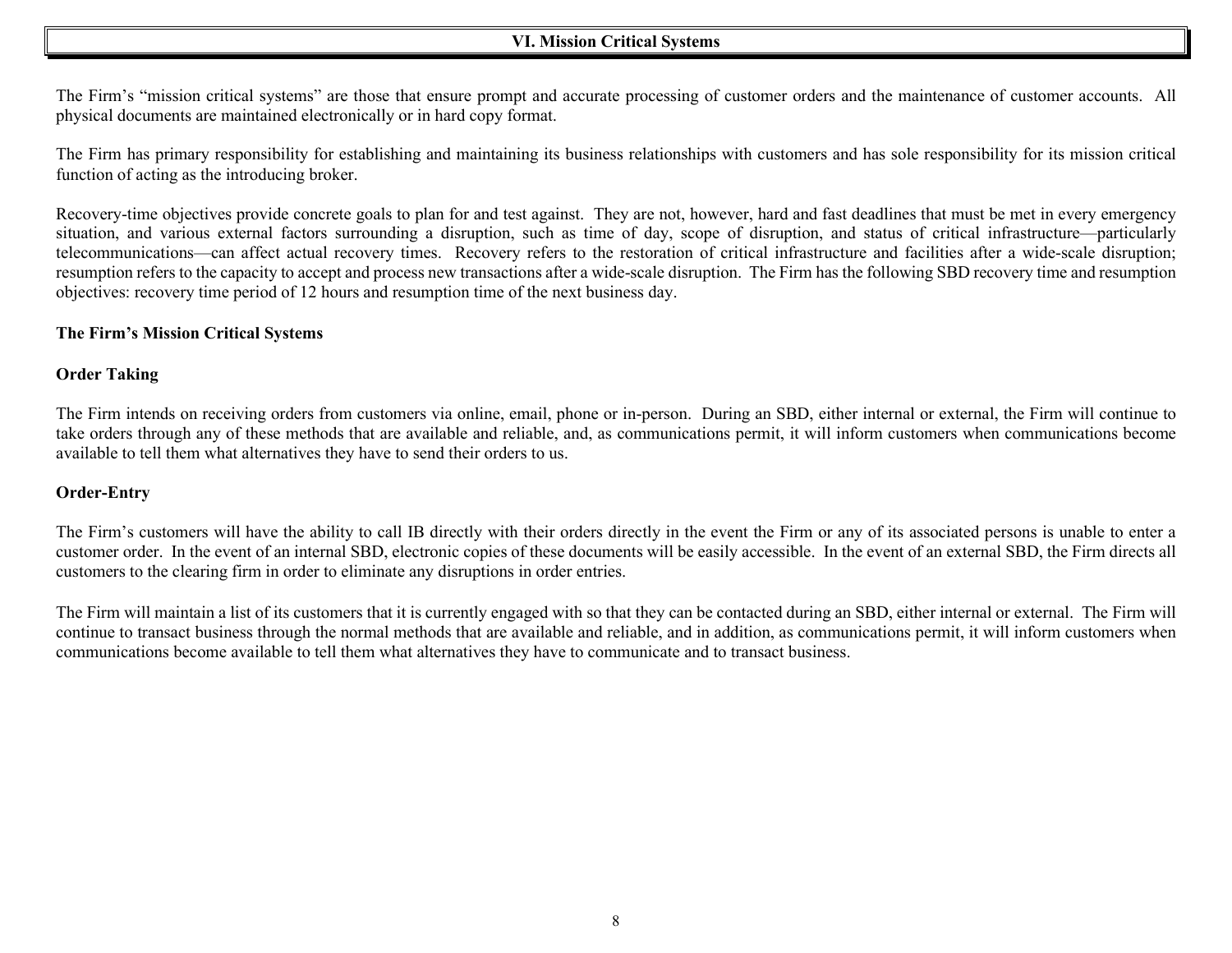## VI. Mission Critical Systems

The Firm's "mission critical systems" are those that ensure prompt and accurate processing of customer orders and the maintenance of customer accounts. All physical documents are maintained electronically or in hard copy format.

The Firm has primary responsibility for establishing and maintaining its business relationships with customers and has sole responsibility for its mission critical function of acting as the introducing broker.

Recovery-time objectives provide concrete goals to plan for and test against. They are not, however, hard and fast deadlines that must be met in every emergency situation, and various external factors surrounding a disruption, such as time of day, scope of disruption, and status of critical infrastructure—particularly telecommunications—can affect actual recovery times. Recovery refers to the restoration of critical infrastructure and facilities after a wide-scale disruption; resumption refers to the capacity to accept and process new transactions after a wide-scale disruption. The Firm has the following SBD recovery time and resumption objectives: recovery time period of 12 hours and resumption time of the next business day.

### The Firm's Mission Critical Systems

#### Order Taking

The Firm intends on receiving orders from customers via online, email, phone or in-person. During an SBD, either internal or external, the Firm will continue to take orders through any of these methods that are available and reliable, and, as communications permit, it will inform customers when communications become available to tell them what alternatives they have to send their orders to us.

#### Order-Entry

The Firm's customers will have the ability to call IB directly with their orders directly in the event the Firm or any of its associated persons is unable to enter a customer order. In the event of an internal SBD, electronic copies of these documents will be easily accessible. In the event of an external SBD, the Firm directs all customers to the clearing firm in order to eliminate any disruptions in order entries.

The Firm will maintain a list of its customers that it is currently engaged with so that they can be contacted during an SBD, either internal or external. The Firm will continue to transact business through the normal methods that are available and reliable, and in addition, as communications permit, it will inform customers when communications become available to tell them what alternatives they have to communicate and to transact business.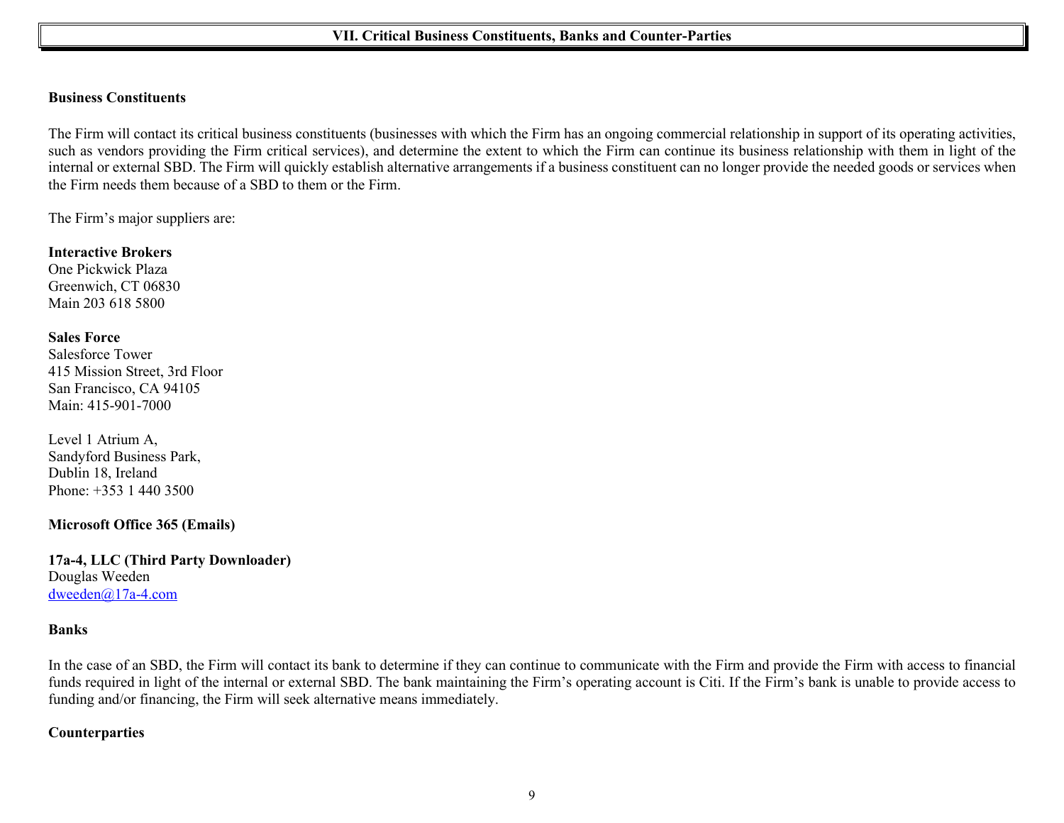## VII. Critical Business Constituents, Banks and Counter-Parties

**Business Constituents**

The Firm will contact its critical business constituents (businesses with which the Firm has an ongoing commercial relationship in support of its operating activities, such as vendors providing the Firm critical services), and determine the extent to which the Firm can continue its business relationship with them in light of the internal or external SBD. The Firm will quickly establish alternative arrangements if a business constituent can no longer provide the needed goods or services when the Firm needs them because of a SBD to them or the Firm.

The Firm's major suppliers are:

**Interactive Brokers**
One Pickwick Plaza
Greenwich, CT 06830
Main 203 618 5800

**Sales Force**
Salesforce Tower
415 Mission Street, 3rd Floor
San Francisco, CA 94105
Main: 415-901-7000

Level 1 Atrium A,
Sandyford Business Park,
Dublin 18, Ireland
Phone: +353 1 440 3500

**Microsoft Office 365 (Emails)**

**17a-4, LLC (Third Party Downloader)**
Douglas Weeden
dweeden@17a-4.com

**Banks**

In the case of an SBD, the Firm will contact its bank to determine if they can continue to communicate with the Firm and provide the Firm with access to financial funds required in light of the internal or external SBD. The bank maintaining the Firm's operating account is Citi. If the Firm's bank is unable to provide access to funding and/or financing, the Firm will seek alternative means immediately.

**Counterparties**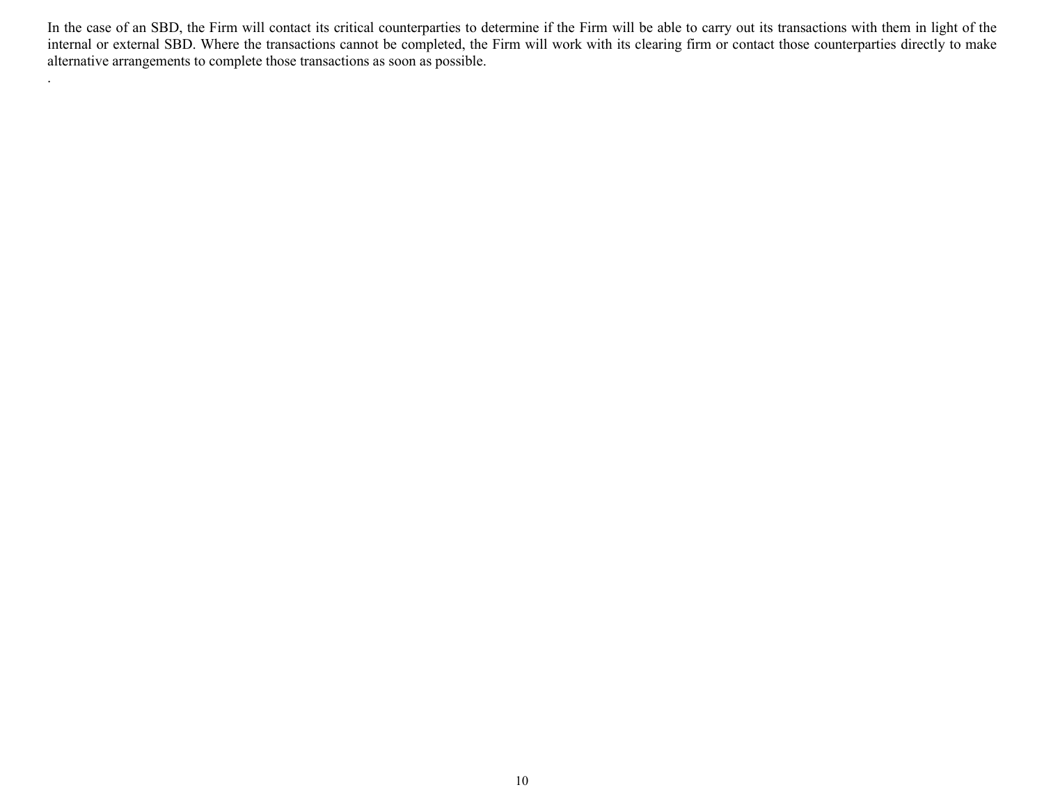In the case of an SBD, the Firm will contact its critical counterparties to determine if the Firm will be able to carry out its transactions with them in light of the internal or external SBD. Where the transactions cannot be completed, the Firm will work with its clearing firm or contact those counterparties directly to make alternative arrangements to complete those transactions as soon as possible.

.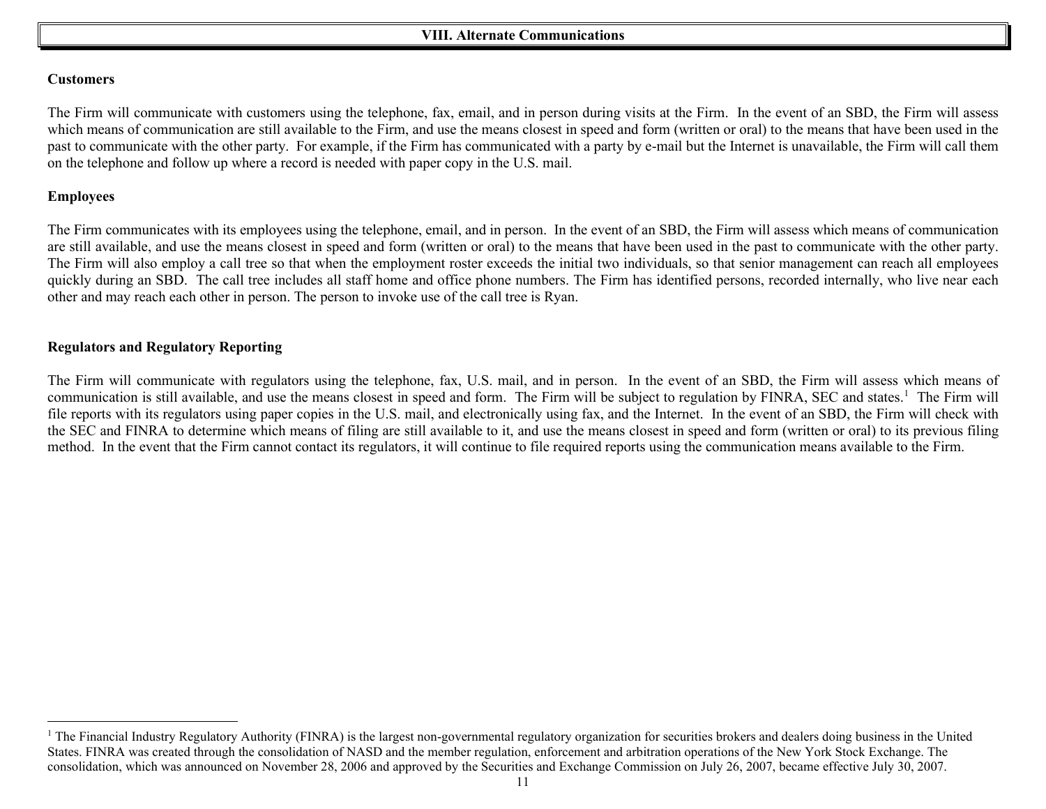## VIII. Alternate Communications

**Customers**

The Firm will communicate with customers using the telephone, fax, email, and in person during visits at the Firm. In the event of an SBD, the Firm will assess which means of communication are still available to the Firm, and use the means closest in speed and form (written or oral) to the means that have been used in the past to communicate with the other party. For example, if the Firm has communicated with a party by e-mail but the Internet is unavailable, the Firm will call them on the telephone and follow up where a record is needed with paper copy in the U.S. mail.

**Employees**

The Firm communicates with its employees using the telephone, email, and in person. In the event of an SBD, the Firm will assess which means of communication are still available, and use the means closest in speed and form (written or oral) to the means that have been used in the past to communicate with the other party. The Firm will also employ a call tree so that when the employment roster exceeds the initial two individuals, so that senior management can reach all employees quickly during an SBD. The call tree includes all staff home and office phone numbers. The Firm has identified persons, recorded internally, who live near each other and may reach each other in person. The person to invoke use of the call tree is Ryan.

**Regulators and Regulatory Reporting**

The Firm will communicate with regulators using the telephone, fax, U.S. mail, and in person. In the event of an SBD, the Firm will assess which means of communication is still available, and use the means closest in speed and form. The Firm will be subject to regulation by FINRA, SEC and states.[1] The Firm will file reports with its regulators using paper copies in the U.S. mail, and electronically using fax, and the Internet. In the event of an SBD, the Firm will check with the SEC and FINRA to determine which means of filing are still available to it, and use the means closest in speed and form (written or oral) to its previous filing method. In the event that the Firm cannot contact its regulators, it will continue to file required reports using the communication means available to the Firm.

---

[1] The Financial Industry Regulatory Authority (FINRA) is the largest non-governmental regulatory organization for securities brokers and dealers doing business in the United States. FINRA was created through the consolidation of NASD and the member regulation, enforcement and arbitration operations of the New York Stock Exchange. The consolidation, which was announced on November 28, 2006 and approved by the Securities and Exchange Commission on July 26, 2007, became effective July 30, 2007.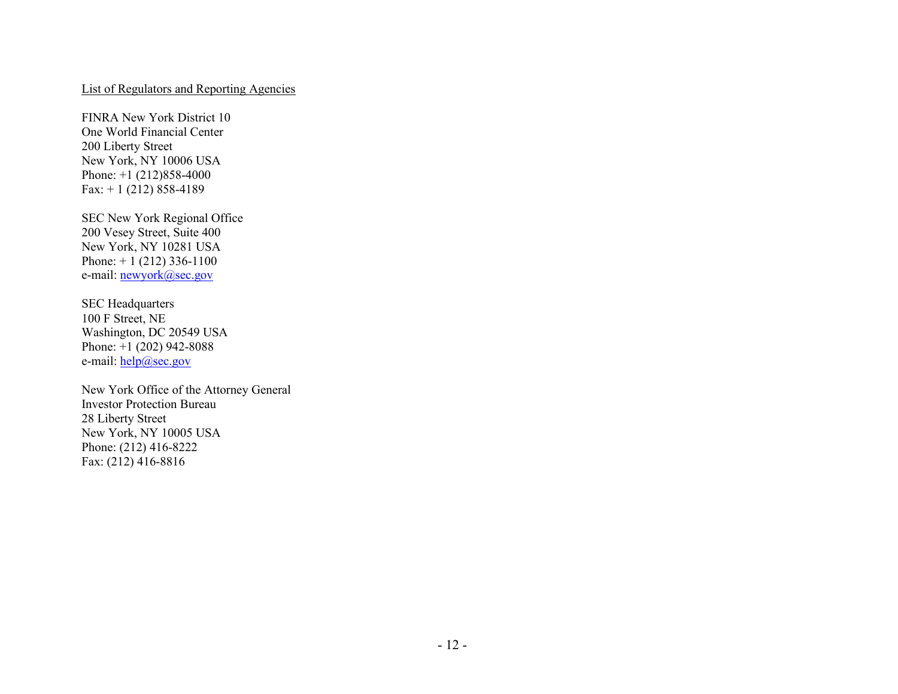<u>List of Regulators and Reporting Agencies</u>

FINRA New York District 10
One World Financial Center
200 Liberty Street
New York, NY 10006 USA
Phone: +1 (212)858-4000
Fax: + 1 (212) 858-4189

SEC New York Regional Office
200 Vesey Street, Suite 400
New York, NY 10281 USA
Phone: + 1 (212) 336-1100
e-mail: newyork@sec.gov

SEC Headquarters
100 F Street, NE
Washington, DC 20549 USA
Phone: +1 (202) 942-8088
e-mail: help@sec.gov

New York Office of the Attorney General
Investor Protection Bureau
28 Liberty Street
New York, NY 10005 USA
Phone: (212) 416-8222
Fax: (212) 416-8816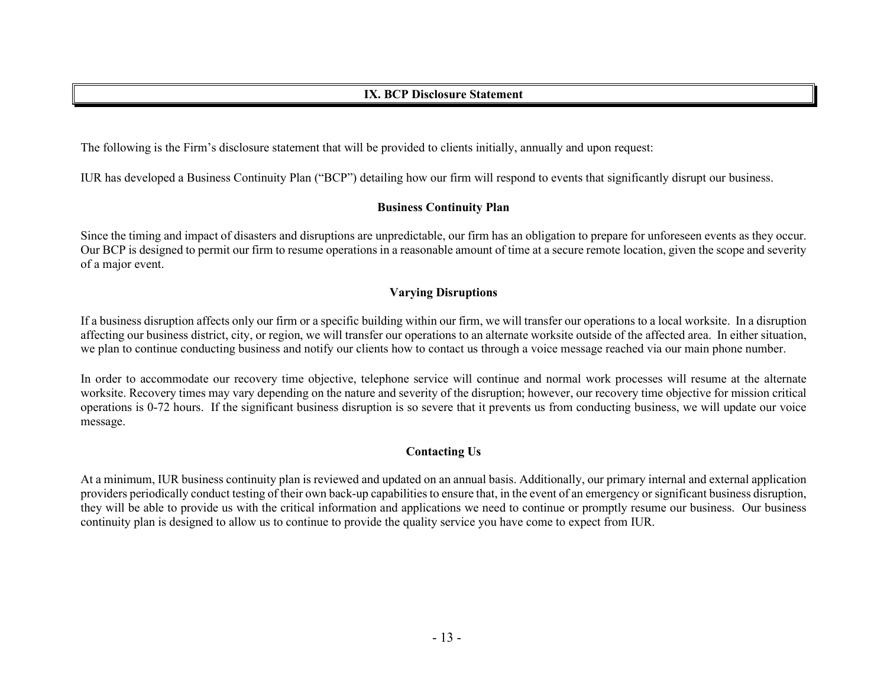## IX. BCP Disclosure Statement

The following is the Firm's disclosure statement that will be provided to clients initially, annually and upon request:

IUR has developed a Business Continuity Plan ("BCP") detailing how our firm will respond to events that significantly disrupt our business.

### Business Continuity Plan

Since the timing and impact of disasters and disruptions are unpredictable, our firm has an obligation to prepare for unforeseen events as they occur. Our BCP is designed to permit our firm to resume operations in a reasonable amount of time at a secure remote location, given the scope and severity of a major event.

### Varying Disruptions

If a business disruption affects only our firm or a specific building within our firm, we will transfer our operations to a local worksite. In a disruption affecting our business district, city, or region, we will transfer our operations to an alternate worksite outside of the affected area. In either situation, we plan to continue conducting business and notify our clients how to contact us through a voice message reached via our main phone number.

In order to accommodate our recovery time objective, telephone service will continue and normal work processes will resume at the alternate worksite. Recovery times may vary depending on the nature and severity of the disruption; however, our recovery time objective for mission critical operations is 0-72 hours. If the significant business disruption is so severe that it prevents us from conducting business, we will update our voice message.

### Contacting Us

At a minimum, IUR business continuity plan is reviewed and updated on an annual basis. Additionally, our primary internal and external application providers periodically conduct testing of their own back-up capabilities to ensure that, in the event of an emergency or significant business disruption, they will be able to provide us with the critical information and applications we need to continue or promptly resume our business. Our business continuity plan is designed to allow us to continue to provide the quality service you have come to expect from IUR.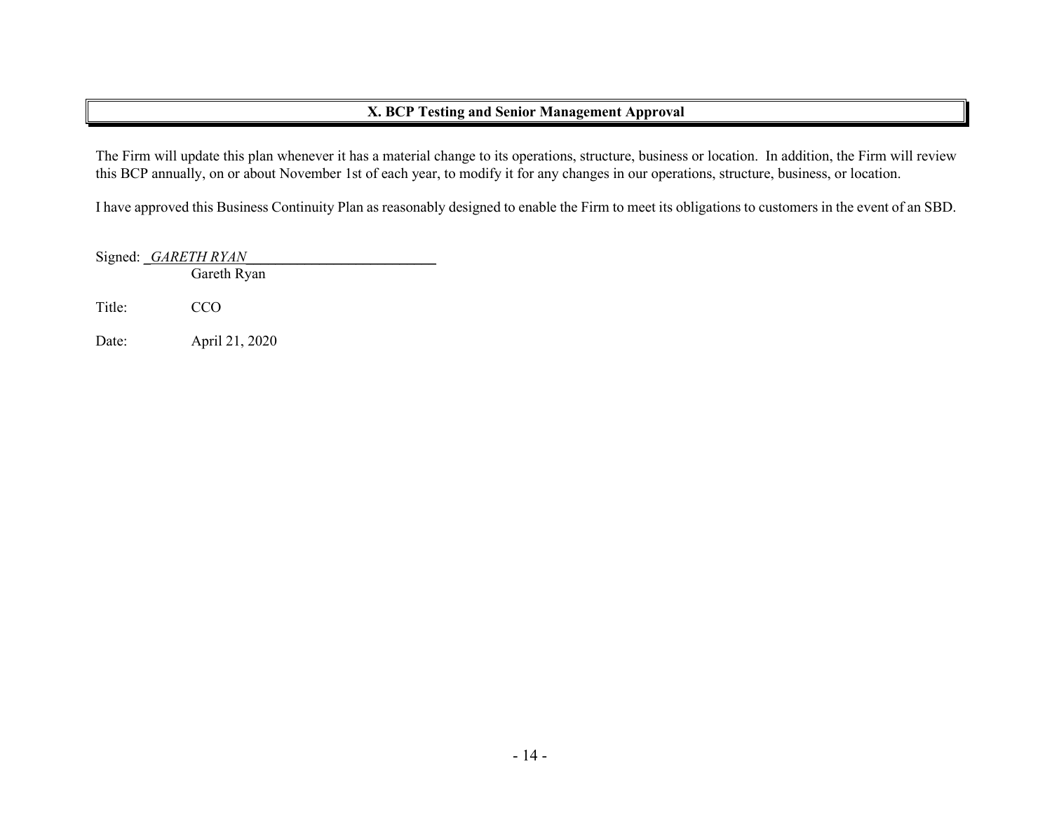## X. BCP Testing and Senior Management Approval

The Firm will update this plan whenever it has a material change to its operations, structure, business or location. In addition, the Firm will review this BCP annually, on or about November 1st of each year, to modify it for any changes in our operations, structure, business, or location.

I have approved this Business Continuity Plan as reasonably designed to enable the Firm to meet its obligations to customers in the event of an SBD.

Signed: *GARETH RYAN*
Gareth Ryan

Title: CCO

Date: April 21, 2020